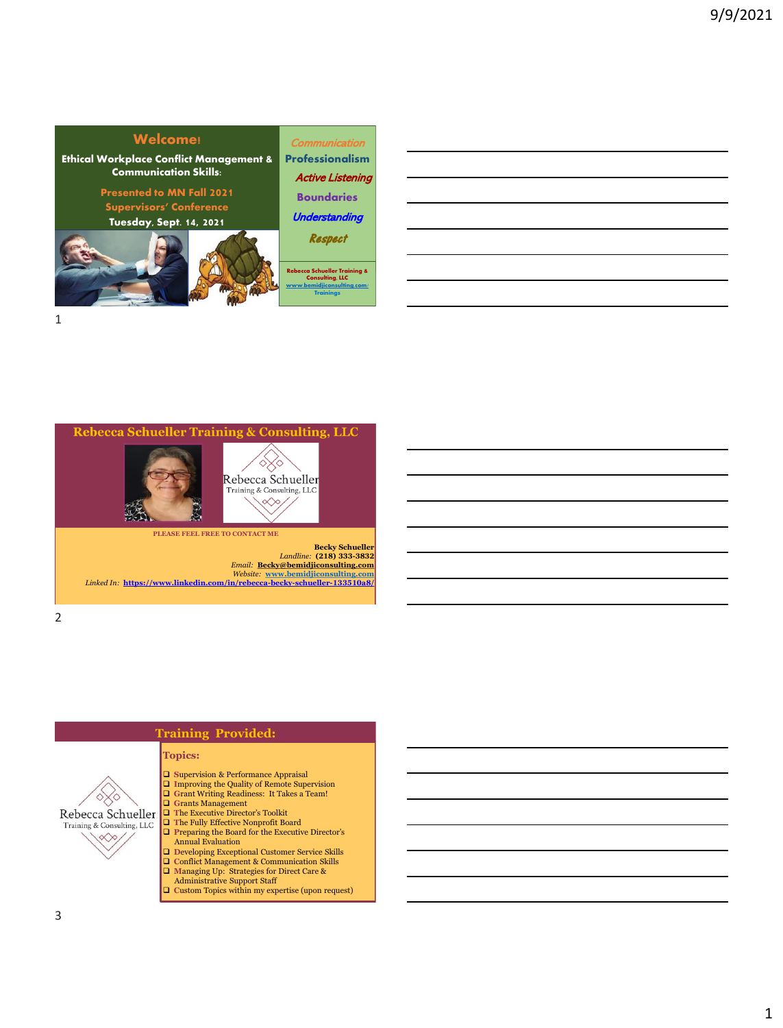## Welcome!

**Ethical Workplace Conflict Management & Communication Skills:**

Presented to MN Fall 2021 Supervisors' Conference

**Tuesday, Sept. 14, 2021**

*Communication*
**Professionalism**
*Active Listening*
**Boundaries**
*Understanding*
*Respect*

Rebecca Schueller Training & Consulting, LLC
www.bemidjiconsulting.com: Trainings

## Rebecca Schueller Training & Consulting, LLC

Rebecca Schueller
Training & Consulting, LLC

PLEASE FEEL FREE TO CONTACT ME

**Becky Schueller**
*Landline:* **(218) 333-3832**
*Email:* **Becky@bemidjiconsulting.com**
*Website:* **www.bemidjiconsulting.com**
*Linked In:* **https://www.linkedin.com/in/rebecca-becky-schueller-133510a8/**

## Training Provided:

Rebecca Schueller
Training & Consulting, LLC

**Topics:**

- Supervision & Performance Appraisal
- Improving the Quality of Remote Supervision
- Grant Writing Readiness: It Takes a Team!
- Grants Management
- The Executive Director's Toolkit
- The Fully Effective Nonprofit Board
- Preparing the Board for the Executive Director's Annual Evaluation
- Developing Exceptional Customer Service Skills
- Conflict Management & Communication Skills
- Managing Up: Strategies for Direct Care & Administrative Support Staff
- Custom Topics within my expertise (upon request)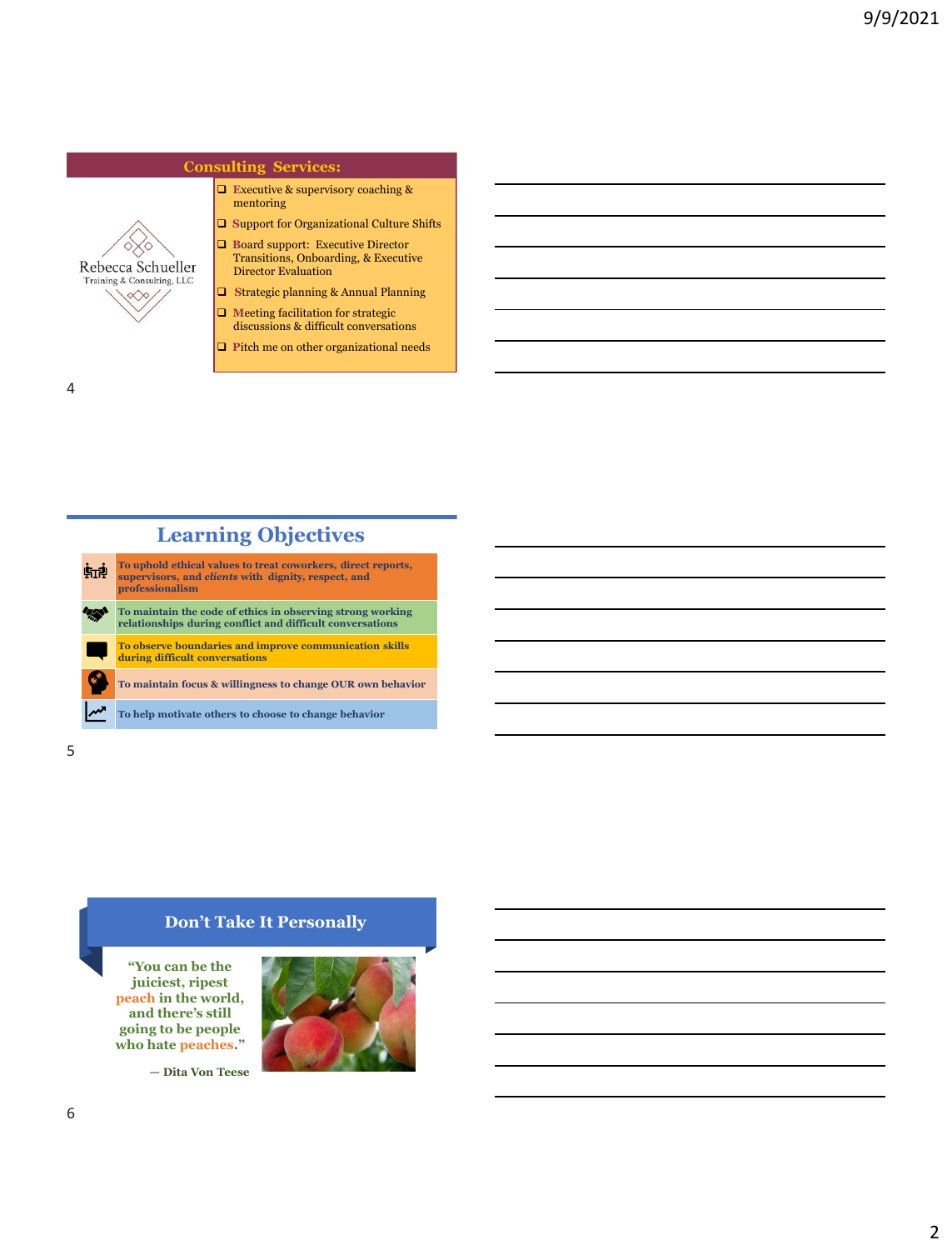## Consulting Services:

Rebecca Schueller
Training & Consulting, LLC

- Executive & supervisory coaching & mentoring
- Support for Organizational Culture Shifts
- Board support: Executive Director Transitions, Onboarding, & Executive Director Evaluation
- Strategic planning & Annual Planning
- Meeting facilitation for strategic discussions & difficult conversations
- Pitch me on other organizational needs

## Learning Objectives

- **To uphold ethical values to treat coworkers, direct reports, supervisors, and *clients* with dignity, respect, and professionalism**
- **To maintain the code of ethics in observing strong working relationships during conflict and difficult conversations**
- **To observe boundaries and improve communication skills during difficult conversations**
- **To maintain focus & willingness to change OUR own behavior**
- **To help motivate others to choose to change behavior**

## Don't Take It Personally

**"You can be the juiciest, ripest peach in the world, and there's still going to be people who hate peaches."**

**— Dita Von Teese**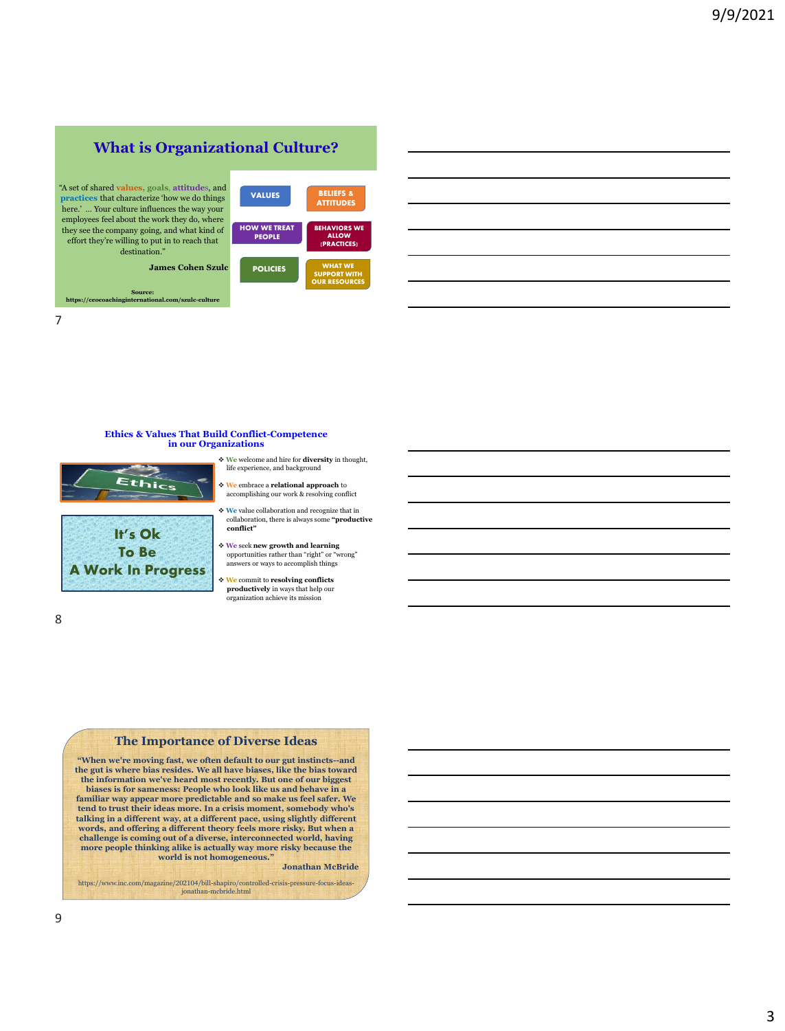## What is Organizational Culture?

"A set of shared **values**, **goals**, **attitudes**, and **practices** that characterize 'how we do things here.' … Your culture influences the way your employees feel about the work they do, where they see the company going, and what kind of effort they're willing to put in to reach that destination."

**James Cohen Szulc**

**Source:** https://ceocoachinginternational.com/szulc-culture

- VALUES
- BELIEFS & ATTITUDES
- HOW WE TREAT PEOPLE
- BEHAVIORS WE ALLOW (PRACTICES)
- POLICIES
- WHAT WE SUPPORT WITH OUR RESOURCES

## Ethics & Values That Build Conflict-Competence in our Organizations

Ethics

It's Ok To Be A Work In Progress

- We welcome and hire for **diversity** in thought, life experience, and background
- We embrace a **relational approach** to accomplishing our work & resolving conflict
- We value collaboration and recognize that in collaboration, there is always some **"productive conflict"**
- We seek **new growth and learning** opportunities rather than "right" or "wrong" answers or ways to accomplish things
- We commit to **resolving conflicts productively** in ways that help our organization achieve its mission

## The Importance of Diverse Ideas

**"When we're moving fast, we often default to our gut instincts--and the gut is where bias resides. We all have biases, like the bias toward the information we've heard most recently. But one of our biggest biases is for sameness: People who look like us and behave in a familiar way appear more predictable and so make us feel safer. We tend to trust their ideas more. In a crisis moment, somebody who's talking in a different way, at a different pace, using slightly different words, and offering a different theory feels more risky. But when a challenge is coming out of a diverse, interconnected world, having more people thinking alike is actually way more risky because the world is not homogeneous."**

**Jonathan McBride**

https://www.inc.com/magazine/202104/bill-shapiro/controlled-crisis-pressure-focus-ideas-jonathan-mcbride.html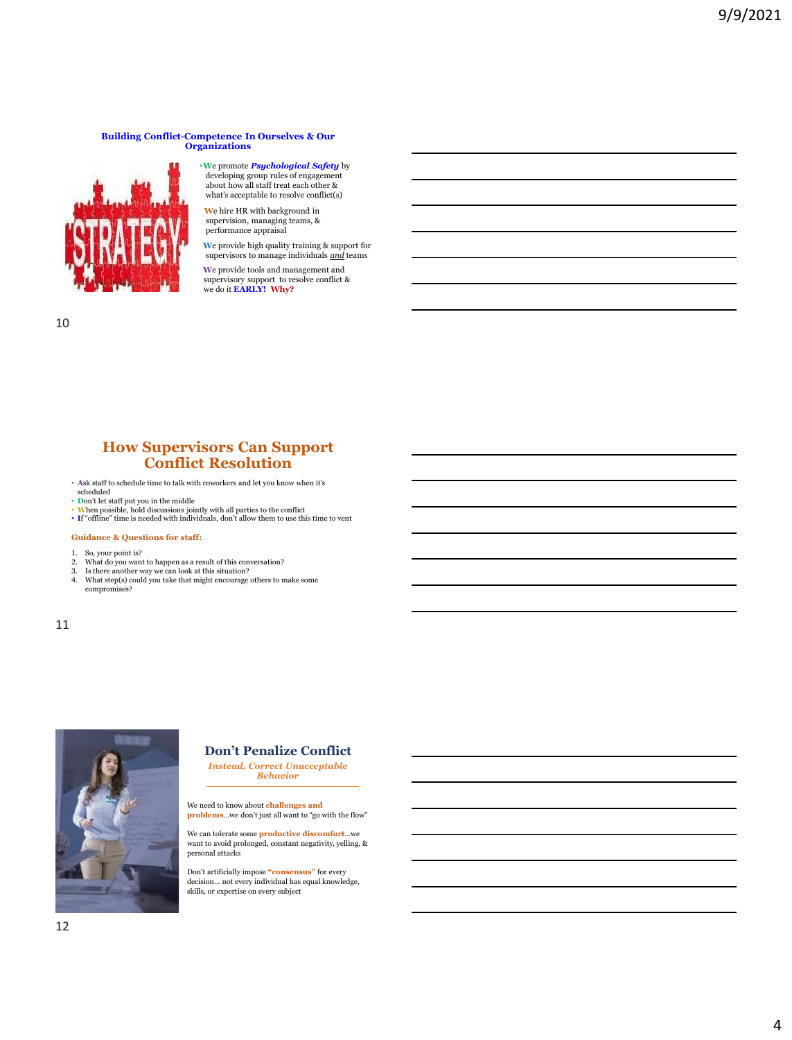## Building Conflict-Competence In Ourselves & Our Organizations

- **W**e promote ***Psychological Safety*** by developing group rules of engagement about how all staff treat each other & what's acceptable to resolve conflict(s)
- **W**e hire HR with background in supervision, managing teams, & performance appraisal
- **W**e provide high quality training & support for supervisors to manage individuals ***and*** teams
- **W**e provide tools and management and supervisory support to resolve conflict & we do it **EARLY!** **Why?**

## How Supervisors Can Support Conflict Resolution

- **A**sk staff to schedule time to talk with coworkers and let you know when it's scheduled
- **D**on't let staff put you in the middle
- **W**hen possible, hold discussions jointly with all parties to the conflict
- **I**f "offline" time is needed with individuals, don't allow them to use this time to vent

**Guidance & Questions for staff:**

1. So, your point is?
2. What do you want to happen as a result of this conversation?
3. Is there another way we can look at this situation?
4. What step(s) could you take that might encourage others to make some compromises?

## Don't Penalize Conflict

***Instead, Correct Unacceptable Behavior***

We need to know about **challenges and problems**…we don't just all want to "go with the flow"

We can tolerate some **productive discomfort**…we want to avoid prolonged, constant negativity, yelling, & personal attacks

Don't artificially impose **"consensus"** for every decision… not every individual has equal knowledge, skills, or expertise on every subject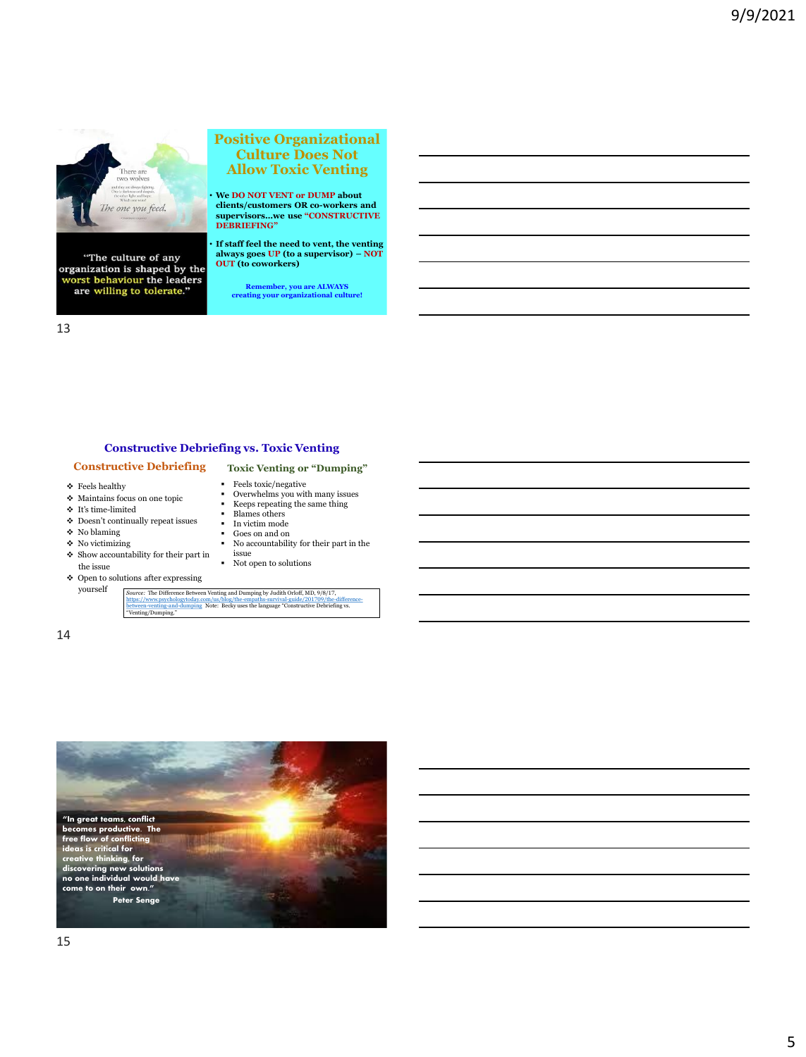There are two wolves

*The one you feed.*

"The culture of any organization is shaped by the worst behaviour the leaders are willing to tolerate."

## Positive Organizational Culture Does Not Allow Toxic Venting

- **We DO NOT VENT or DUMP about clients/customers OR co-workers and supervisors…we use "CONSTRUCTIVE DEBRIEFING"**
- **If staff feel the need to vent, the venting always goes UP (to a supervisor) – NOT OUT (to coworkers)**

**Remember, you are ALWAYS creating your organizational culture!**

## Constructive Debriefing vs. Toxic Venting

### Constructive Debriefing

- Feels healthy
- Maintains focus on one topic
- It's time-limited
- Doesn't continually repeat issues
- No blaming
- No victimizing
- Show accountability for their part in the issue
- Open to solutions after expressing yourself

### Toxic Venting or "Dumping"

- Feels toxic/negative
- Overwhelms you with many issues
- Keeps repeating the same thing
- Blames others
- In victim mode
- Goes on and on
- No accountability for their part in the issue
- Not open to solutions

*Source:* The Difference Between Venting and Dumping by Judith Orloff, MD, 9/8/17, https://www.psychologytoday.com/us/blog/the-empaths-survival-guide/201709/the-difference-between-venting-and-dumping Note: Becky uses the language "Constructive Debriefing vs. "Venting/Dumping."

**"In great teams, conflict becomes productive. The free flow of conflicting ideas is critical for creative thinking, for discovering new solutions no one individual would have come to on their own."**

**Peter Senge**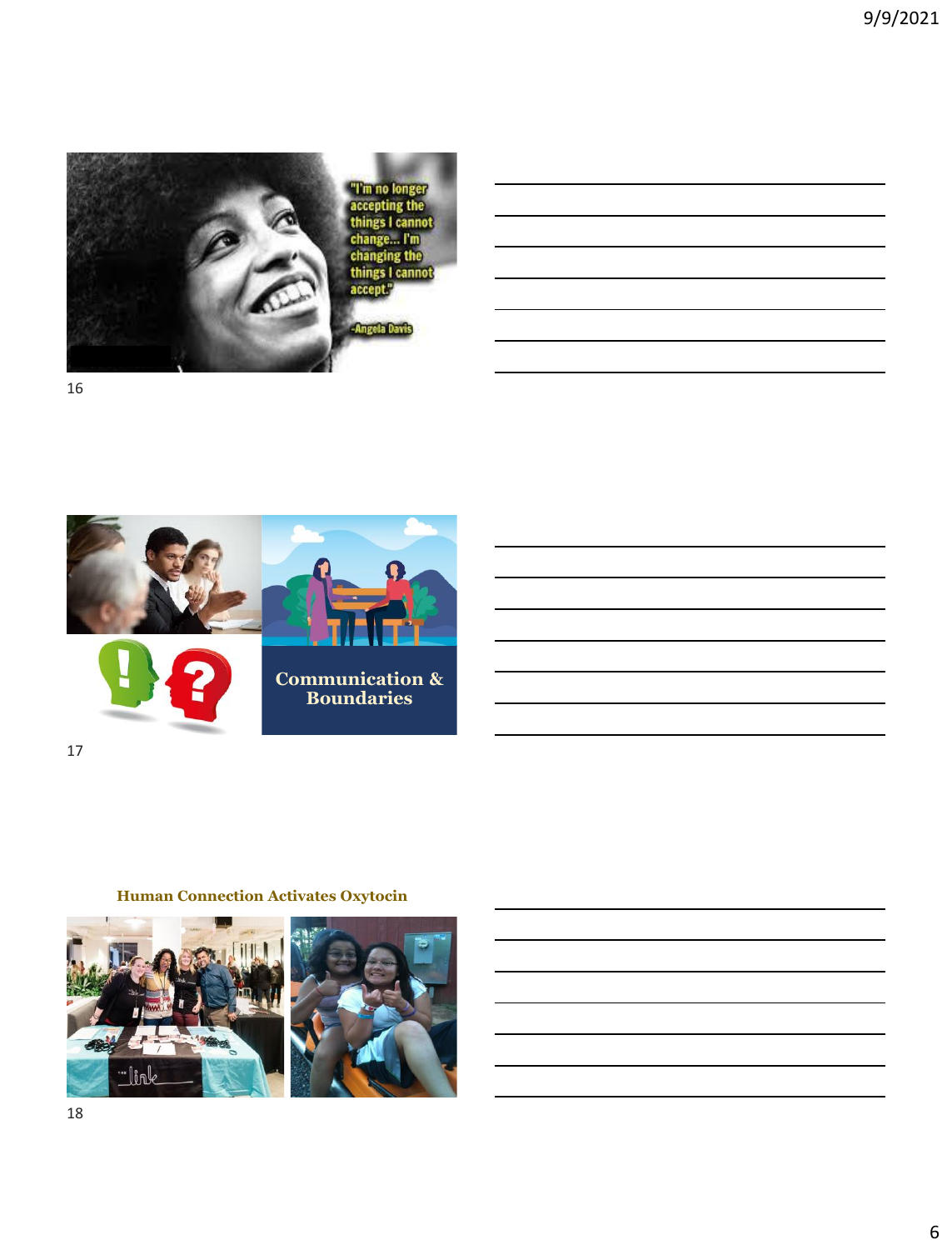"I'm no longer accepting the things I cannot change... I'm changing the things I cannot accept."

-Angela Davis

Communication & Boundaries

**Human Connection Activates Oxytocin**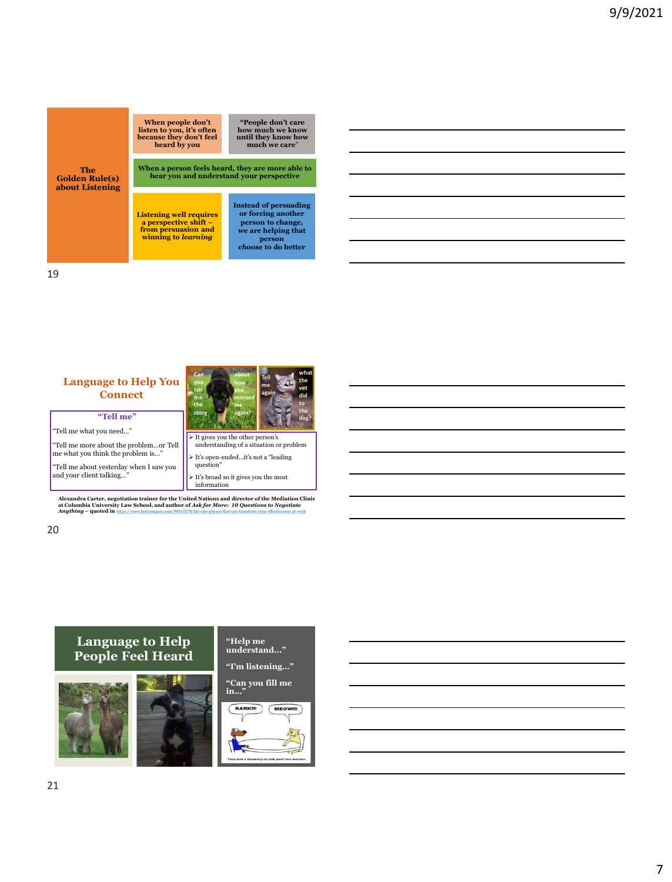## The Golden Rule(s) about Listening

**When people don't listen to you, it's often because they don't feel heard by you**

**"People don't care how much we know until they know how much we care"**

**When a person feels heard, they are more able to hear you and understand your perspective**

**Listening well requires a perspective shift – from persuasion and winning to *learning***

**Instead of persuading or forcing another person to change, we are helping that person *choose* to do better**

## Language to Help You Connect

Can you tell me the story about how you rescued me again?

Tell me again what the vet did to the dog?

### "Tell me"

"Tell me what you need…"

"Tell me more about the problem…or Tell me what you think the problem is…"

"Tell me about yesterday when I saw you and your client talking…"

- It gives you the other person's understanding of a situation or problem
- It's open-ended…it's not a "leading question"
- It's broad so it gives you the most information

**Alexandra Carter, negotiation trainer for the United Nations and director of the Mediation Clinic at Columbia University Law School, and author of *Ask for More: 10 Questions to Negotiate Anything* – quoted in** https://www.fastcompany.com/90519278/the-one-phrase-that-can-transform-your-effectiveness-at-work

## Language to Help People Feel Heard

**"Help me understand…"**

**"I'm listening…"**

**"Can you fill me in…"**

BARK!!! MEOW!!!

They had a tendency to talk past one another.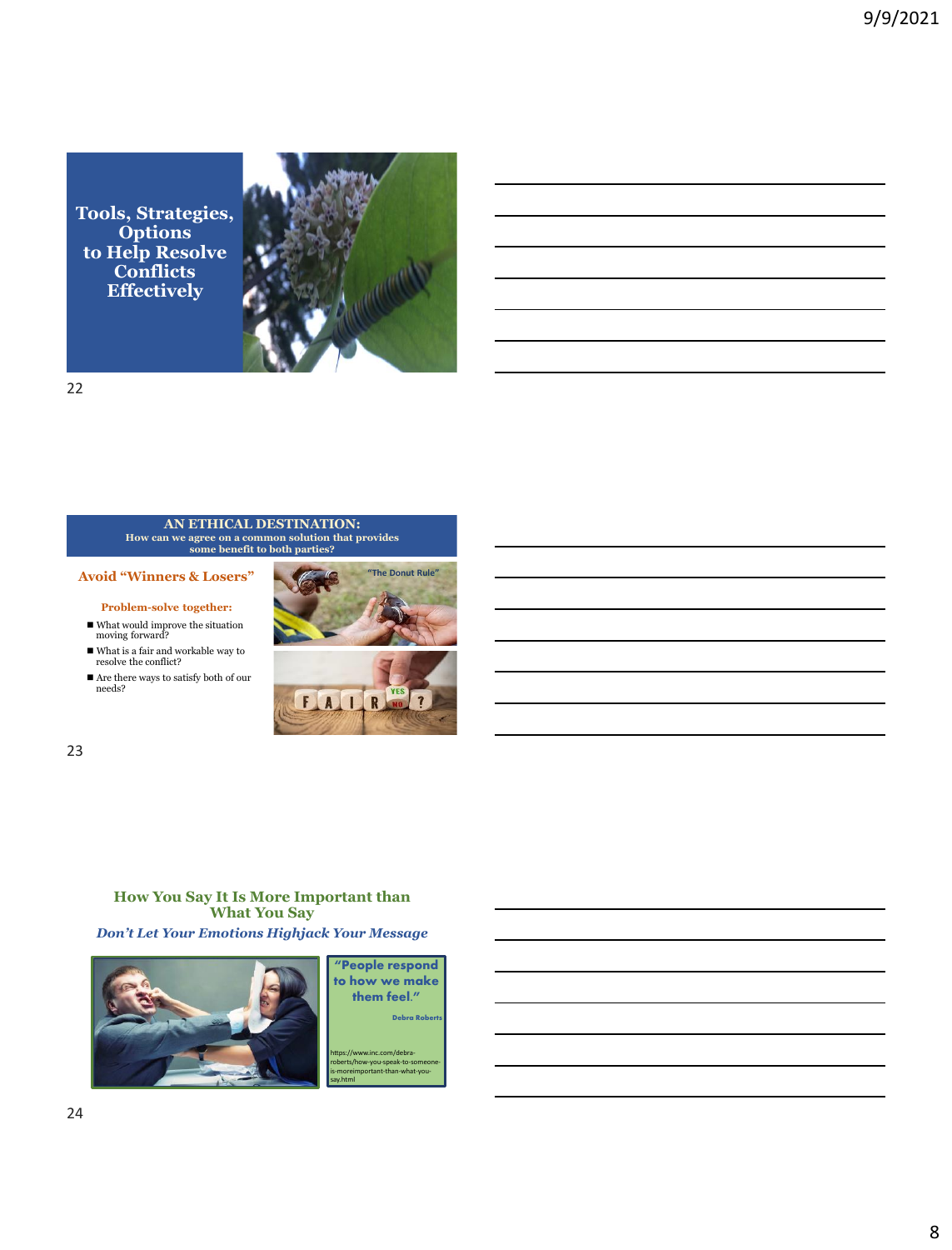## Tools, Strategies, Options to Help Resolve Conflicts Effectively

## AN ETHICAL DESTINATION:

**How can we agree on a common solution that provides some benefit to both parties?**

### Avoid "Winners & Losers"

**Problem-solve together:**

- What would improve the situation moving forward?
- What is a fair and workable way to resolve the conflict?
- Are there ways to satisfy both of our needs?

"The Donut Rule"

FAIR YES NO ?

## How You Say It Is More Important than What You Say

***Don't Let Your Emotions Highjack Your Message***

**"People respond to how we make them feel."**

Debra Roberts

https://www.inc.com/debra-roberts/how-you-speak-to-someone-is-moreimportant-than-what-you-say.html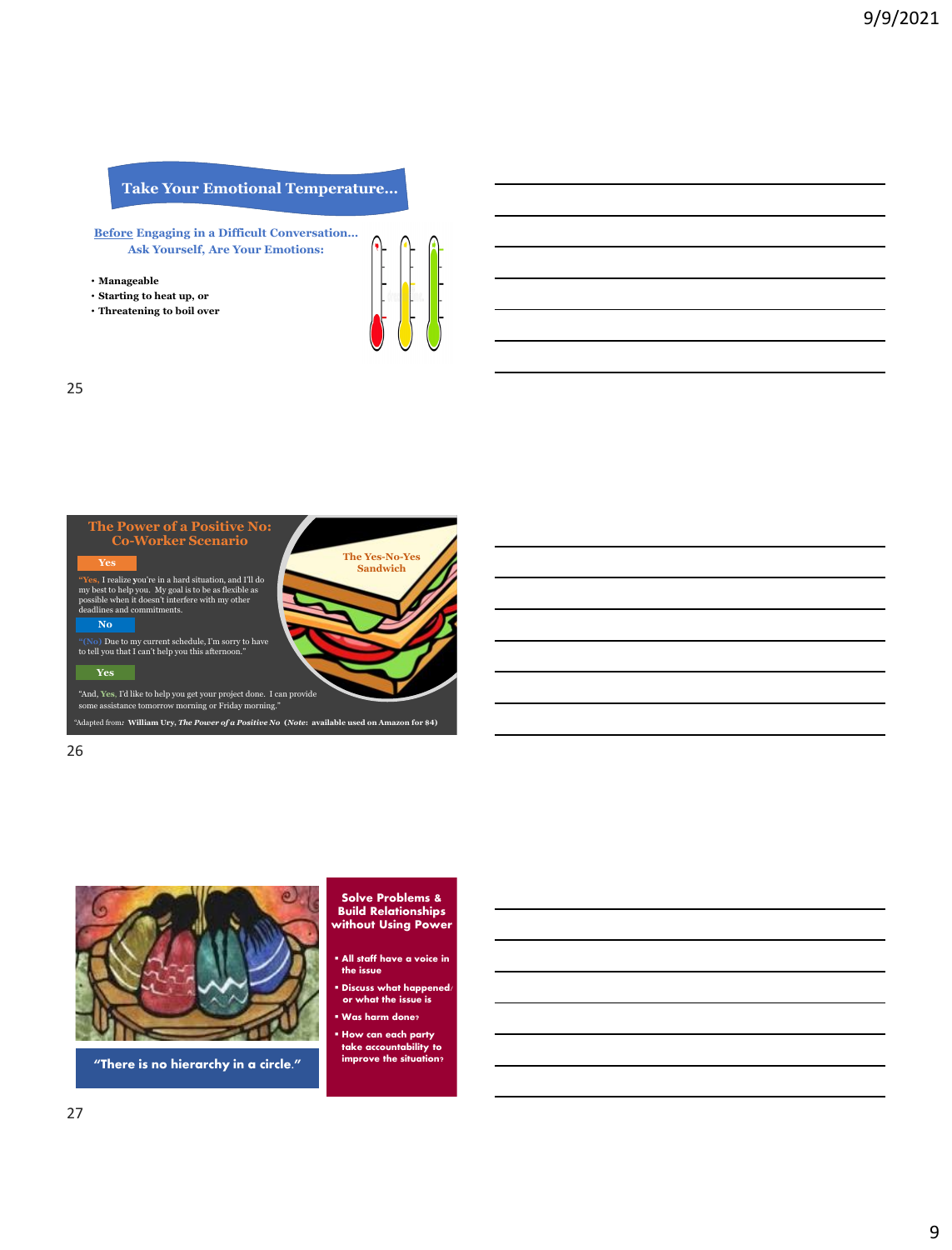## Take Your Emotional Temperature…

**Before Engaging in a Difficult Conversation… Ask Yourself, Are Your Emotions:**

- **Manageable**
- **Starting to heat up, or**
- **Threatening to boil over**

## The Power of a Positive No: Co-Worker Scenario

**The Yes-No-Yes Sandwich**

**Yes**

"Yes, I realize you're in a hard situation, and I'll do my best to help you. My goal is to be as flexible as possible when it doesn't interfere with my other deadlines and commitments.

**No**

"(No) Due to my current schedule, I'm sorry to have to tell you that I can't help you this afternoon."

**Yes**

"And, Yes, I'd like to help you get your project done. I can provide some assistance tomorrow morning or Friday morning."

"Adapted from: **William Ury, *The Power of a Positive No* (*Note*: available used on Amazon for $4)**

## Solve Problems & Build Relationships without Using Power

- **All staff have a voice in the issue**
- **Discuss what happened/ or what the issue is**
- **Was harm done?**
- **How can each party take accountability to improve the situation?**

**"There is no hierarchy in a circle."**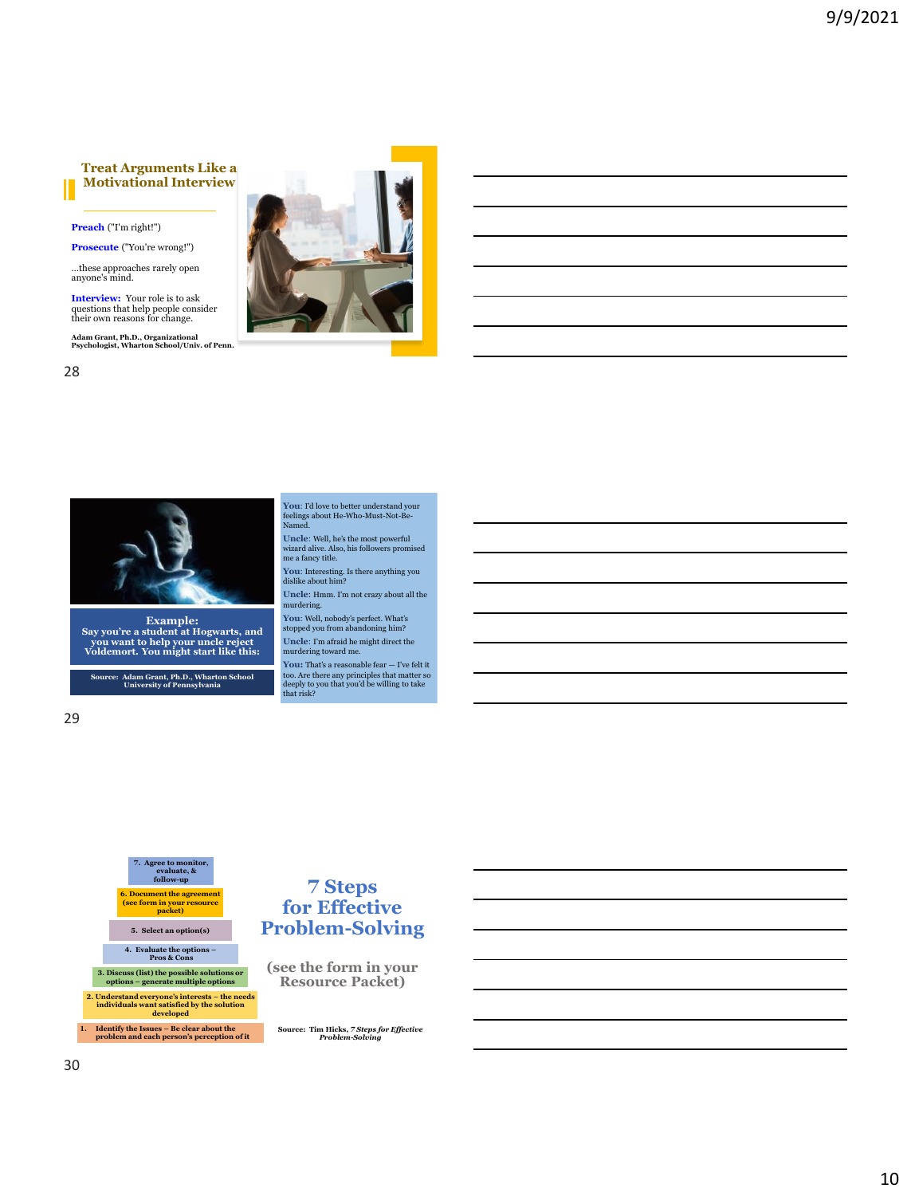## Treat Arguments Like a Motivational Interview

**Preach** ("I'm right!")

**Prosecute** ("You're wrong!")

...these approaches rarely open anyone's mind.

**Interview:** Your role is to ask questions that help people consider their own reasons for change.

**Adam Grant, Ph.D., Organizational Psychologist, Wharton School/Univ. of Penn.**

---

**Example: Say you're a student at Hogwarts, and you want to help your uncle reject Voldemort. You might start like this:**

**Source: Adam Grant, Ph.D., Wharton School University of Pennsylvania**

**You**: I'd love to better understand your feelings about He-Who-Must-Not-Be-Named.

**Uncle**: Well, he's the most powerful wizard alive. Also, his followers promised me a fancy title.

**You**: Interesting. Is there anything you dislike about him?

**Uncle**: Hmm. I'm not crazy about all the murdering.

**You**: Well, nobody's perfect. What's stopped you from abandoning him?

**Uncle**: I'm afraid he might direct the murdering toward me.

**You:** That's a reasonable fear — I've felt it too. Are there any principles that matter so deeply to you that you'd be willing to take that risk?

---

## 7 Steps for Effective Problem-Solving

**(see the form in your Resource Packet)**

7. Agree to monitor, evaluate, & follow-up
6. Document the agreement (see form in your resource packet)
5. Select an option(s)
4. Evaluate the options – Pros & Cons
3. Discuss (list) the possible solutions or options – generate multiple options
2. Understand everyone's interests – the needs individuals want satisfied by the solution developed
1. Identify the Issues – Be clear about the problem and each person's perception of it

**Source: Tim Hicks, *7 Steps for Effective Problem-Solving***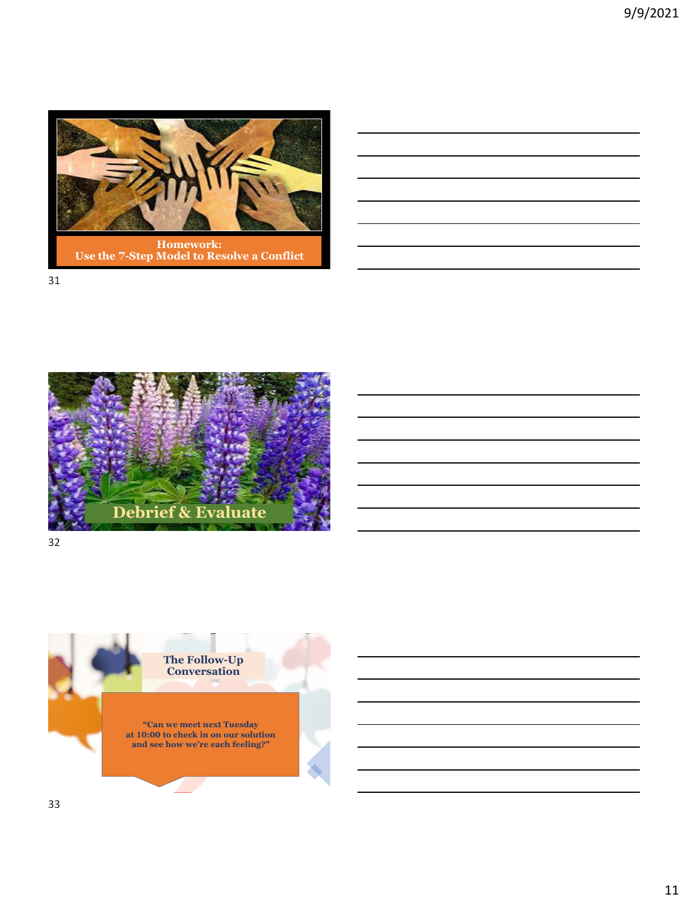**Homework:**
**Use the 7-Step Model to Resolve a Conflict**

**Debrief & Evaluate**

**The Follow-Up Conversation**

**"Can we meet next Tuesday at 10:00 to check in on our solution and see how we're each feeling?"**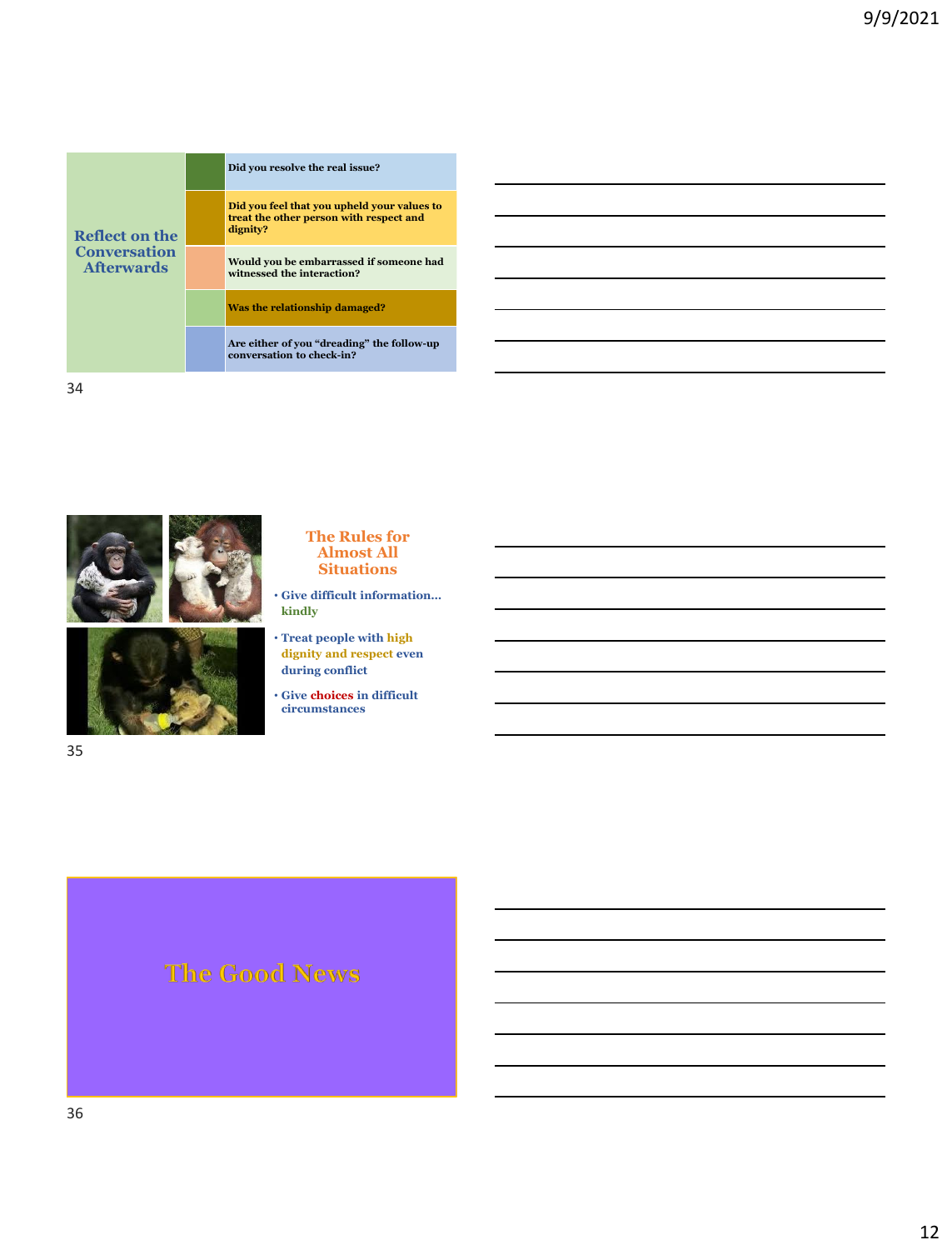## Reflect on the Conversation Afterwards

- Did you resolve the real issue?
- Did you feel that you upheld your values to treat the other person with respect and dignity?
- Would you be embarrassed if someone had witnessed the interaction?
- Was the relationship damaged?
- Are either of you "dreading" the follow-up conversation to check-in?

## The Rules for Almost All Situations

- Give difficult information… kindly
- Treat people with high dignity and respect even during conflict
- Give choices in difficult circumstances

## The Good News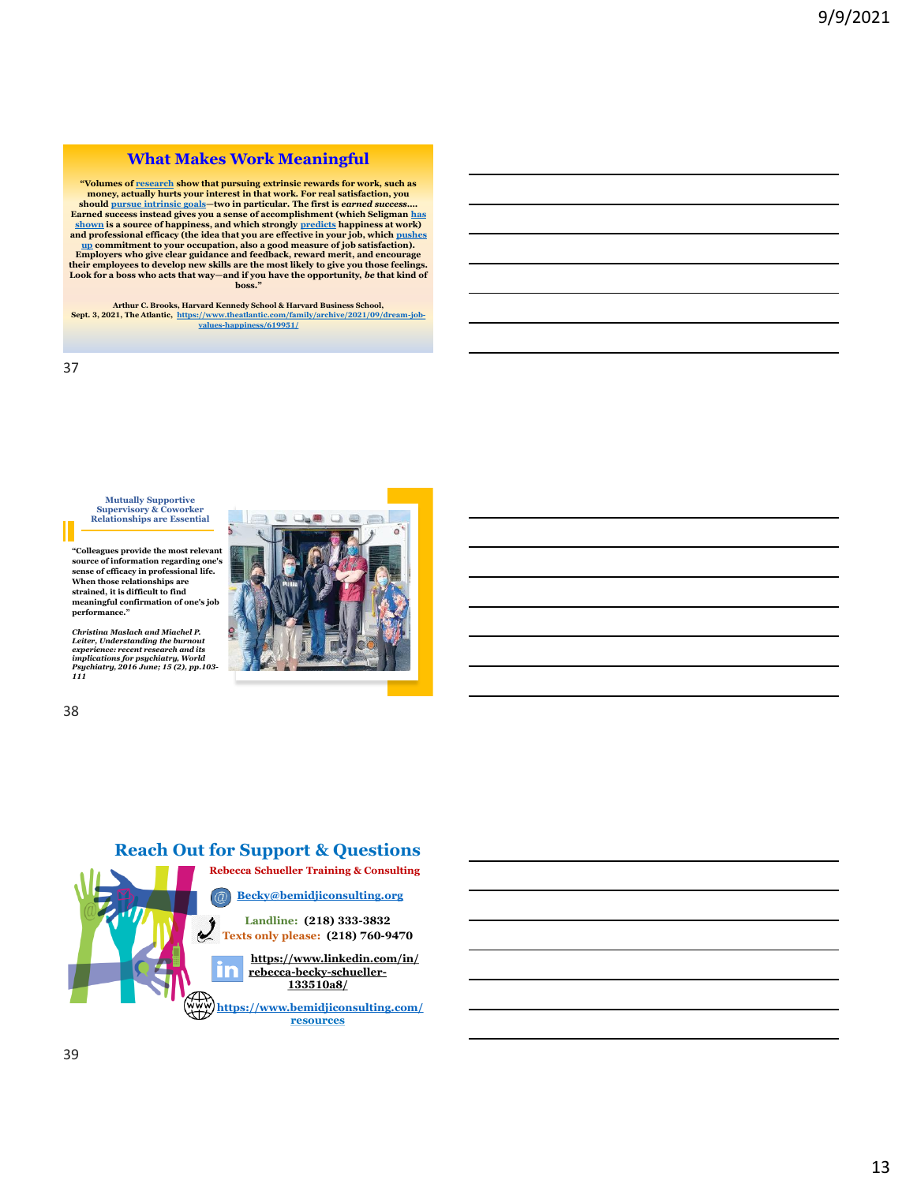## What Makes Work Meaningful

"Volumes of research show that pursuing extrinsic rewards for work, such as money, actually hurts your interest in that work. For real satisfaction, you should pursue intrinsic goals—two in particular. The first is *earned success*.... Earned success instead gives you a sense of accomplishment (which Seligman has shown is a source of happiness, and which strongly predicts happiness at work) and professional efficacy (the idea that you are effective in your job, which pushes up commitment to your occupation, also a good measure of job satisfaction). Employers who give clear guidance and feedback, reward merit, and encourage their employees to develop new skills are the most likely to give you those feelings. Look for a boss who acts that way—and if you have the opportunity, *be* that kind of boss."

Arthur C. Brooks, Harvard Kennedy School & Harvard Business School, Sept. 3, 2021, The Atlantic, https://www.theatlantic.com/family/archive/2021/09/dream-job-values-happiness/619951/

## Mutually Supportive Supervisory & Coworker Relationships are Essential

"Colleagues provide the most relevant source of information regarding one's sense of efficacy in professional life. When those relationships are strained, it is difficult to find meaningful confirmation of one's job performance."

*Christina Maslach and Miachel P. Leiter, Understanding the burnout experience: recent research and its implications for psychiatry, World Psychiatry, 2016 June; 15 (2), pp.103-111*

## Reach Out for Support & Questions

**Rebecca Schueller Training & Consulting**

Becky@bemidjiconsulting.org

**Landline:** (218) 333-3832
**Texts only please:** (218) 760-9470

https://www.linkedin.com/in/rebecca-becky-schueller-133510a8/

https://www.bemidjiconsulting.com/resources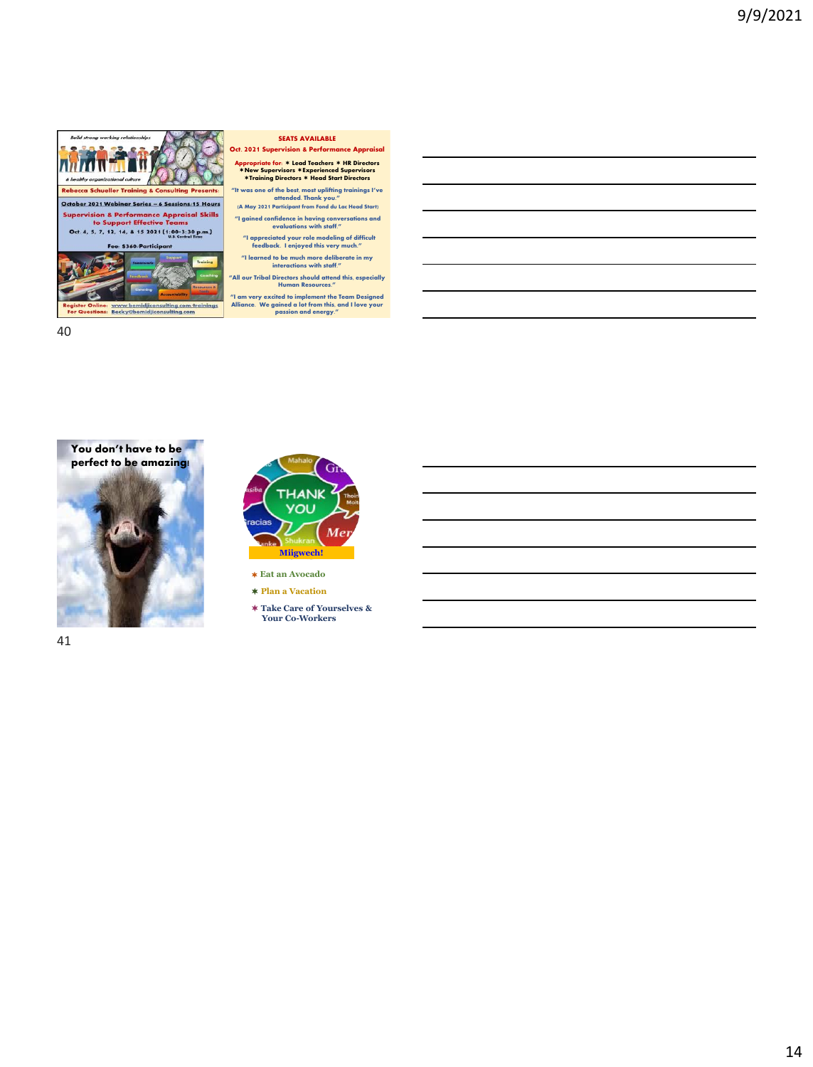Build strong working relationships

& healthy organizational culture

Rebecca Schueller Training & Consulting Presents:

October 2021 Webinar Series – 6 Sessions:15 Hours

Supervision & Performance Appraisal Skills to Support Effective Teams

Oct. 4, 5, 7, 12, 14, & 15 2021 (1:00-3:30 p.m.) U.S. Central Time

Fee: $360/Participant

Register Online: www.bemidjiconsulting.com/trainings
For Questions: Becky@bemidjiconsulting.com

**SEATS AVAILABLE**

**Oct. 2021 Supervision & Performance Appraisal**

Appropriate for: ∗ Lead Teachers ∗ HR Directors ∗New Supervisors ∗Experienced Supervisors ∗Training Directors ∗ Head Start Directors

"It was one of the best, most uplifting trainings I've attended. Thank you." (A May 2021 Participant from Fond du Lac Head Start)

"I gained confidence in having conversations and evaluations with staff."

"I appreciated your role modeling of difficult feedback. I enjoyed this very much."

"I learned to be much more deliberate in my interactions with staff."

"All our Tribal Directors should attend this, especially Human Resources."

"I am very excited to implement the Team Designed Alliance. We gained a lot from this, and I love your passion and energy."

You don't have to be perfect to be amazing!

THANK YOU

Miigwech!

- Eat an Avocado
- Plan a Vacation
- Take Care of Yourselves & Your Co-Workers